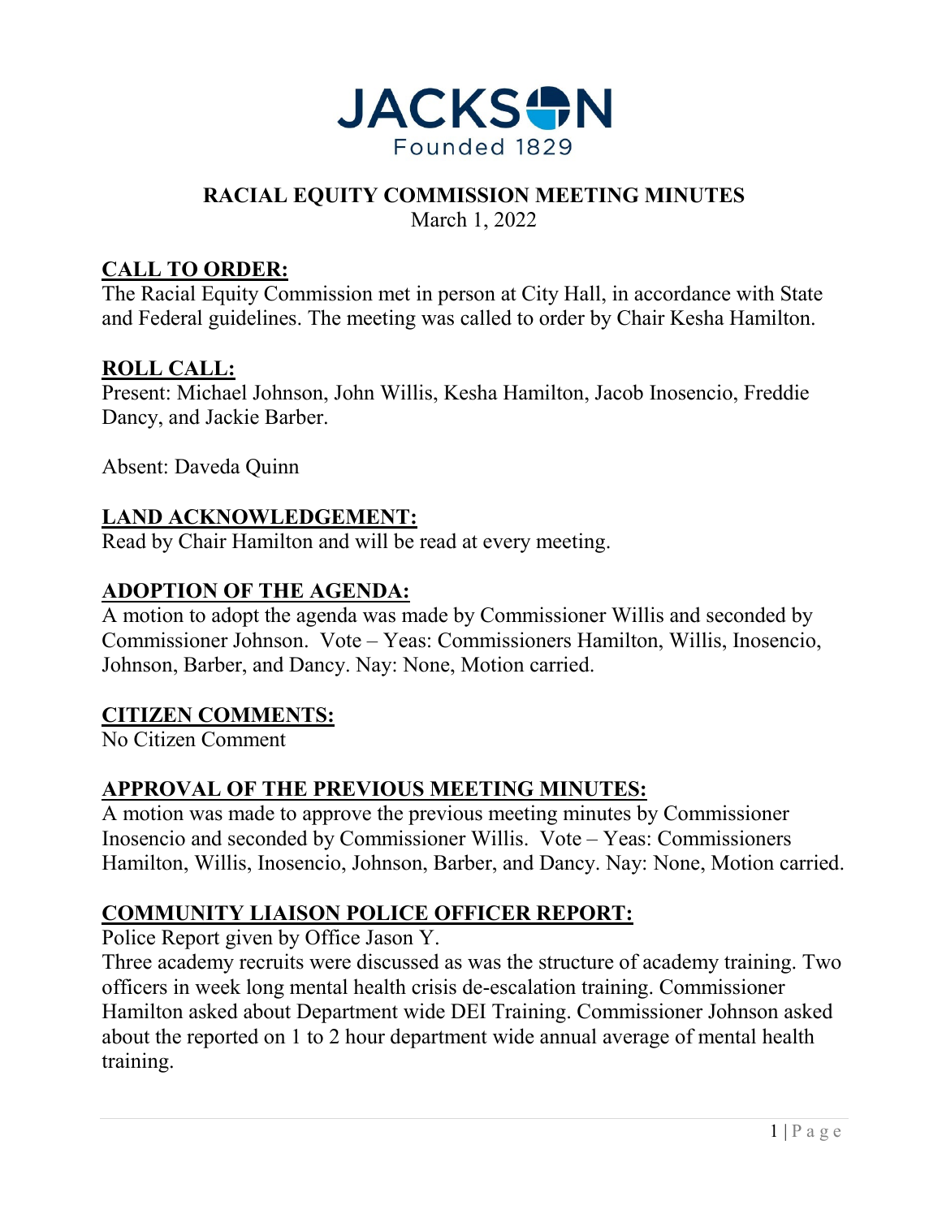JACKSON

Founded 1829

# RACIAL EQUITY COMMISSION MEETING MINUTES

March 1, 2022

## CALL TO ORDER:

The Racial Equity Commission met in person at City Hall, in accordance with State and Federal guidelines. The meeting was called to order by Chair Kesha Hamilton.

## ROLL CALL:

Present: Michael Johnson, John Willis, Kesha Hamilton, Jacob Inosencio, Freddie Dancy, and Jackie Barber.

Absent: Daveda Quinn

## LAND ACKNOWLEDGEMENT:

Read by Chair Hamilton and will be read at every meeting.

## ADOPTION OF THE AGENDA:

A motion to adopt the agenda was made by Commissioner Willis and seconded by Commissioner Johnson. Vote – Yeas: Commissioners Hamilton, Willis, Inosencio, Johnson, Barber, and Dancy. Nay: None, Motion carried.

## CITIZEN COMMENTS:

No Citizen Comment

## APPROVAL OF THE PREVIOUS MEETING MINUTES:

A motion was made to approve the previous meeting minutes by Commissioner Inosencio and seconded by Commissioner Willis. Vote – Yeas: Commissioners Hamilton, Willis, Inosencio, Johnson, Barber, and Dancy. Nay: None, Motion carried.

## COMMUNITY LIAISON POLICE OFFICER REPORT:

Police Report given by Office Jason Y.

Three academy recruits were discussed as was the structure of academy training. Two officers in week long mental health crisis de-escalation training. Commissioner Hamilton asked about Department wide DEI Training. Commissioner Johnson asked about the reported on 1 to 2 hour department wide annual average of mental health training.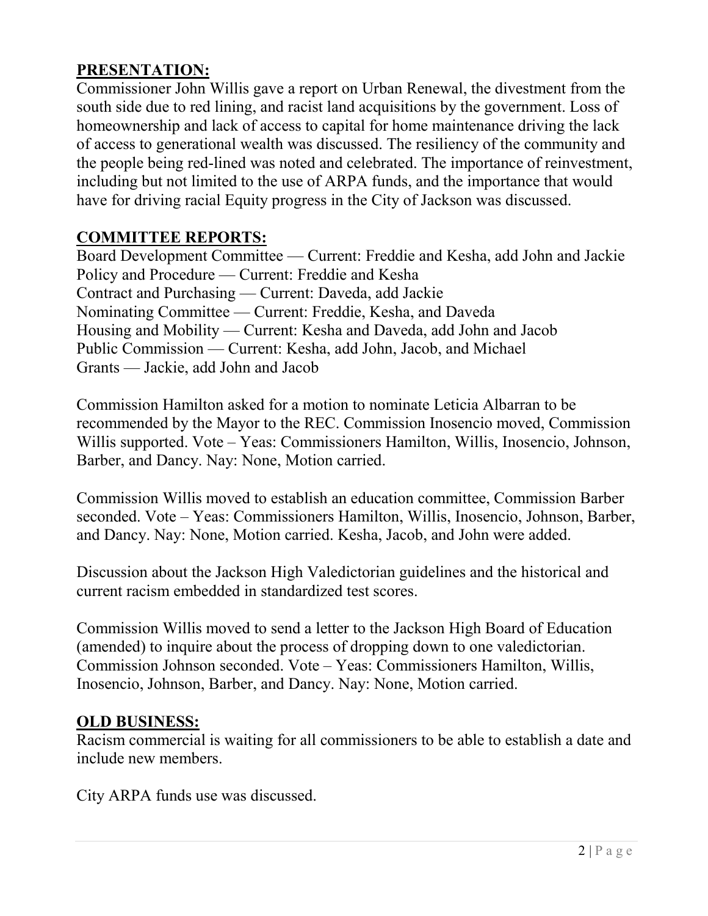**PRESENTATION:**

Commissioner John Willis gave a report on Urban Renewal, the divestment from the south side due to red lining, and racist land acquisitions by the government. Loss of homeownership and lack of access to capital for home maintenance driving the lack of access to generational wealth was discussed. The resiliency of the community and the people being red-lined was noted and celebrated. The importance of reinvestment, including but not limited to the use of ARPA funds, and the importance that would have for driving racial Equity progress in the City of Jackson was discussed.

**COMMITTEE REPORTS:**

Board Development Committee — Current: Freddie and Kesha, add John and Jackie
Policy and Procedure — Current: Freddie and Kesha
Contract and Purchasing — Current: Daveda, add Jackie
Nominating Committee — Current: Freddie, Kesha, and Daveda
Housing and Mobility — Current: Kesha and Daveda, add John and Jacob
Public Commission — Current: Kesha, add John, Jacob, and Michael
Grants — Jackie, add John and Jacob

Commission Hamilton asked for a motion to nominate Leticia Albarran to be recommended by the Mayor to the REC. Commission Inosencio moved, Commission Willis supported. Vote – Yeas: Commissioners Hamilton, Willis, Inosencio, Johnson, Barber, and Dancy. Nay: None, Motion carried.

Commission Willis moved to establish an education committee, Commission Barber seconded. Vote – Yeas: Commissioners Hamilton, Willis, Inosencio, Johnson, Barber, and Dancy. Nay: None, Motion carried. Kesha, Jacob, and John were added.

Discussion about the Jackson High Valedictorian guidelines and the historical and current racism embedded in standardized test scores.

Commission Willis moved to send a letter to the Jackson High Board of Education (amended) to inquire about the process of dropping down to one valedictorian. Commission Johnson seconded. Vote – Yeas: Commissioners Hamilton, Willis, Inosencio, Johnson, Barber, and Dancy. Nay: None, Motion carried.

**OLD BUSINESS:**

Racism commercial is waiting for all commissioners to be able to establish a date and include new members.

City ARPA funds use was discussed.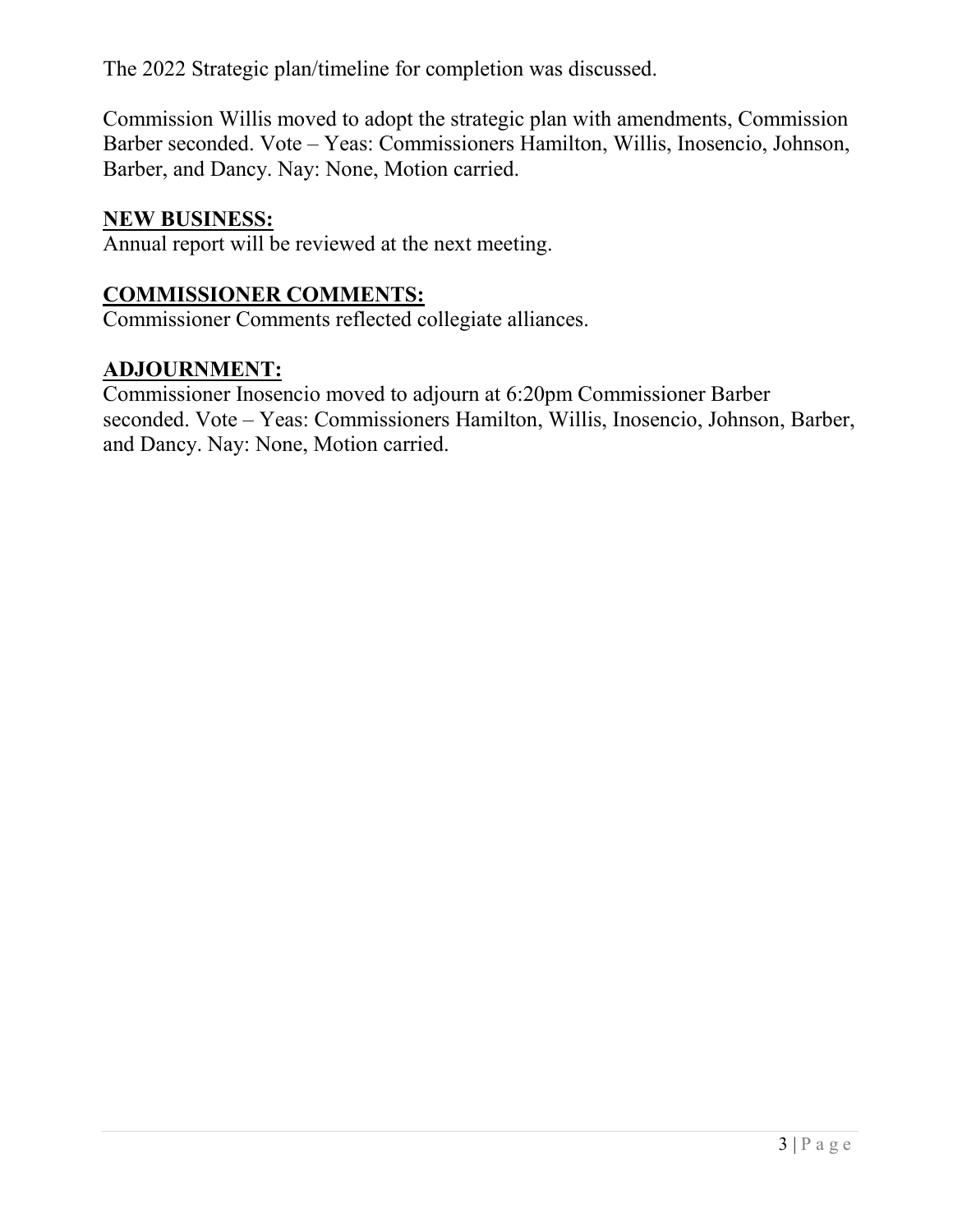The 2022 Strategic plan/timeline for completion was discussed.

Commission Willis moved to adopt the strategic plan with amendments, Commission Barber seconded. Vote – Yeas: Commissioners Hamilton, Willis, Inosencio, Johnson, Barber, and Dancy. Nay: None, Motion carried.

## NEW BUSINESS:

Annual report will be reviewed at the next meeting.

## COMMISSIONER COMMENTS:

Commissioner Comments reflected collegiate alliances.

## ADJOURNMENT:

Commissioner Inosencio moved to adjourn at 6:20pm Commissioner Barber seconded. Vote – Yeas: Commissioners Hamilton, Willis, Inosencio, Johnson, Barber, and Dancy. Nay: None, Motion carried.